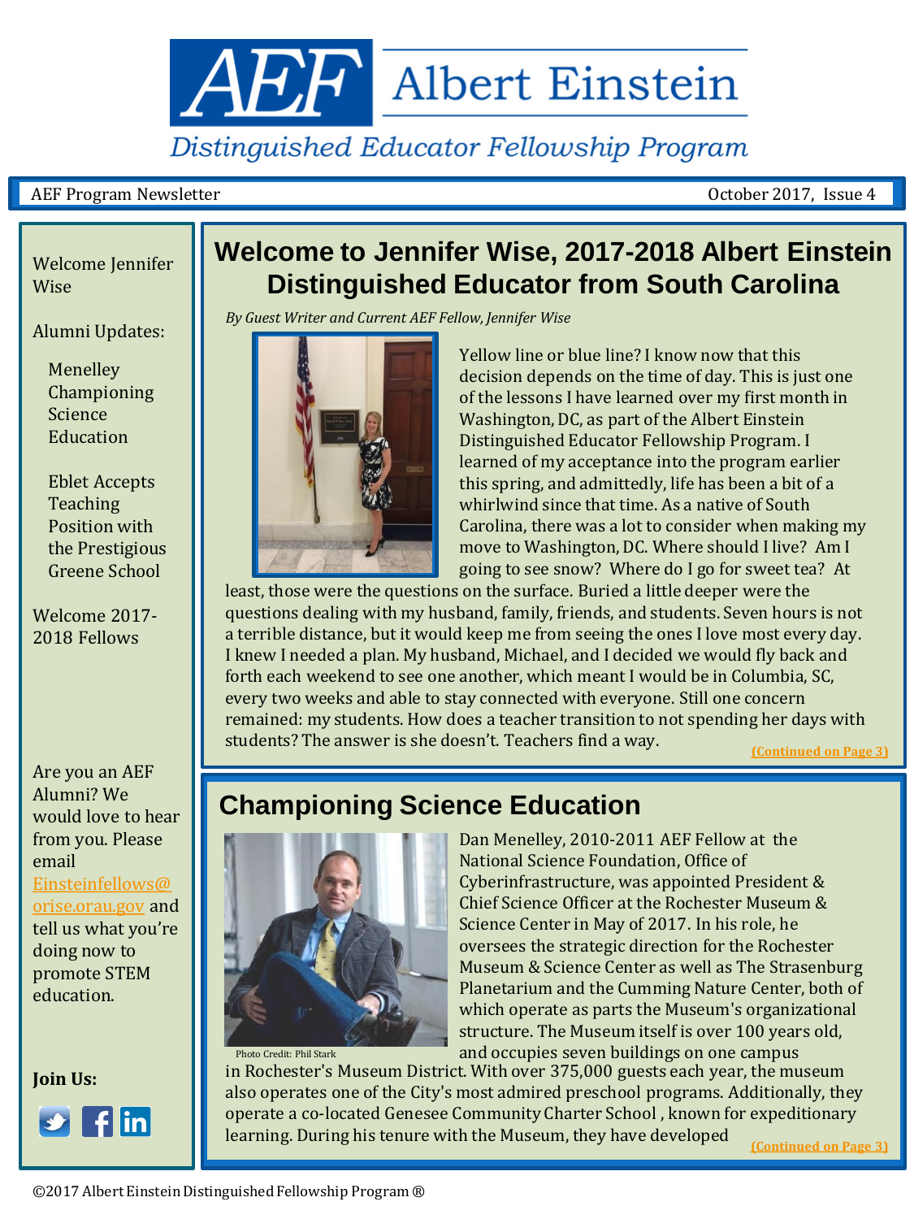# AEF Albert Einstein

*Distinguished Educator Fellowship Program*

AEF Program Newsletter — October 2017, Issue 4

Welcome Jennifer Wise

Alumni Updates:

- Menelley Championing Science Education
- Eblet Accepts Teaching Position with the Prestigious Greene School

Welcome 2017-2018 Fellows

Are you an AEF Alumni? We would love to hear from you. Please email Einsteinfellows@orise.orau.gov and tell us what you're doing now to promote STEM education.

**Join Us:**

## Welcome to Jennifer Wise, 2017-2018 Albert Einstein Distinguished Educator from South Carolina

*By Guest Writer and Current AEF Fellow, Jennifer Wise*

Yellow line or blue line? I know now that this decision depends on the time of day. This is just one of the lessons I have learned over my first month in Washington, DC, as part of the Albert Einstein Distinguished Educator Fellowship Program. I learned of my acceptance into the program earlier this spring, and admittedly, life has been a bit of a whirlwind since that time. As a native of South Carolina, there was a lot to consider when making my move to Washington, DC. Where should I live? Am I going to see snow? Where do I go for sweet tea? At least, those were the questions on the surface. Buried a little deeper were the questions dealing with my husband, family, friends, and students. Seven hours is not a terrible distance, but it would keep me from seeing the ones I love most every day. I knew I needed a plan. My husband, Michael, and I decided we would fly back and forth each weekend to see one another, which meant I would be in Columbia, SC, every two weeks and able to stay connected with everyone. Still one concern remained: my students. How does a teacher transition to not spending her days with students? The answer is she doesn't. Teachers find a way.

(Continued on Page 3)

## Championing Science Education

Photo Credit: Phil Stark

Dan Menelley, 2010-2011 AEF Fellow at the National Science Foundation, Office of Cyberinfrastructure, was appointed President & Chief Science Officer at the Rochester Museum & Science Center in May of 2017. In his role, he oversees the strategic direction for the Rochester Museum & Science Center as well as The Strasenburg Planetarium and the Cumming Nature Center, both of which operate as parts the Museum's organizational structure. The Museum itself is over 100 years old, and occupies seven buildings on one campus in Rochester's Museum District. With over 375,000 guests each year, the museum also operates one of the City's most admired preschool programs. Additionally, they operate a co-located Genesee Community Charter School , known for expeditionary learning. During his tenure with the Museum, they have developed

(Continued on Page 3)

©2017 Albert Einstein Distinguished Fellowship Program ®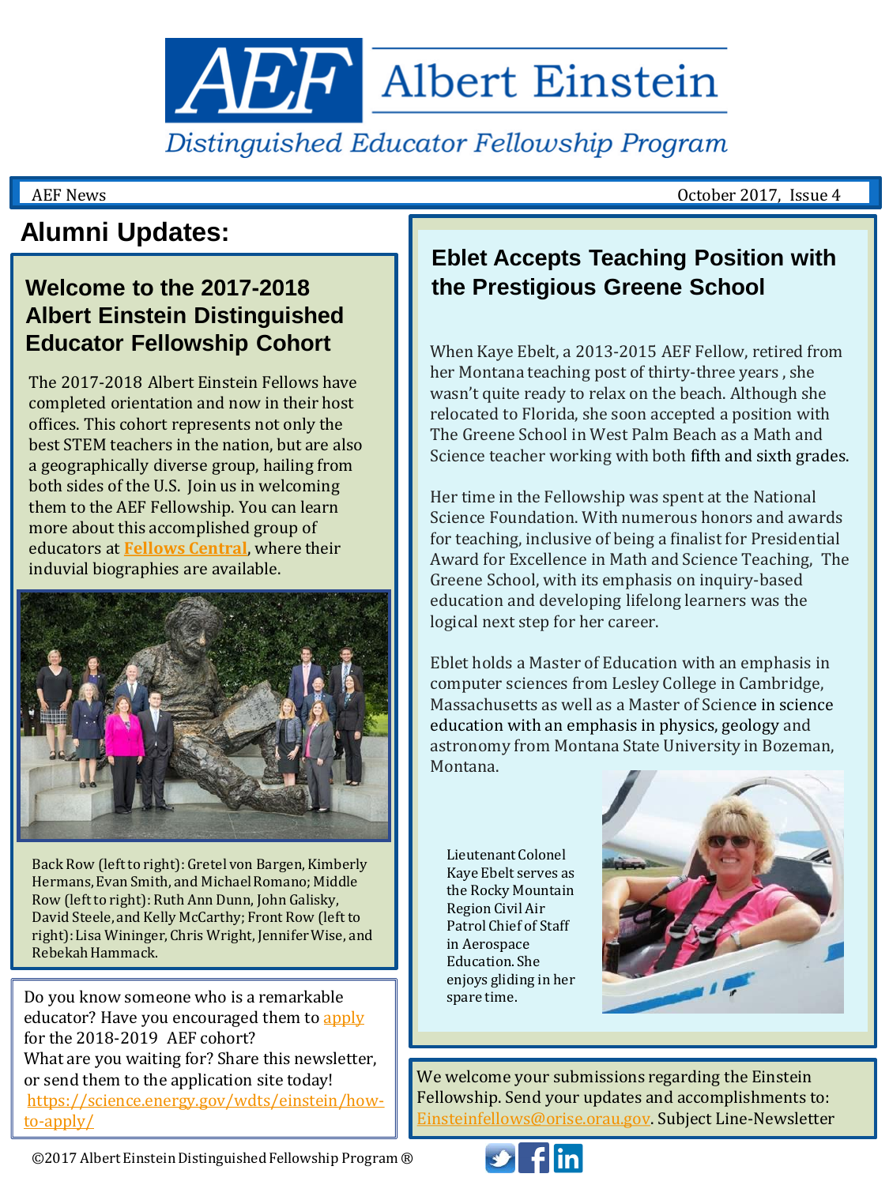# AEF Albert Einstein

*Distinguished Educator Fellowship Program*

AEF News

October 2017, Issue 4

## Alumni Updates:

### Welcome to the 2017-2018 Albert Einstein Distinguished Educator Fellowship Cohort

The 2017-2018 Albert Einstein Fellows have completed orientation and now in their host offices. This cohort represents not only the best STEM teachers in the nation, but are also a geographically diverse group, hailing from both sides of the U.S. Join us in welcoming them to the AEF Fellowship. You can learn more about this accomplished group of educators at **Fellows Central**, where their induvial biographies are available.

Back Row (left to right): Gretel von Bargen, Kimberly Hermans, Evan Smith, and Michael Romano; Middle Row (left to right): Ruth Ann Dunn, John Galisky, David Steele, and Kelly McCarthy; Front Row (left to right): Lisa Wininger, Chris Wright, Jennifer Wise, and Rebekah Hammack.

Do you know someone who is a remarkable educator? Have you encouraged them to apply for the 2018-2019 AEF cohort? What are you waiting for? Share this newsletter, or send them to the application site today! https://science.energy.gov/wdts/einstein/how-to-apply/

### Eblet Accepts Teaching Position with the Prestigious Greene School

When Kaye Ebelt, a 2013-2015 AEF Fellow, retired from her Montana teaching post of thirty-three years , she wasn't quite ready to relax on the beach. Although she relocated to Florida, she soon accepted a position with The Greene School in West Palm Beach as a Math and Science teacher working with both fifth and sixth grades.

Her time in the Fellowship was spent at the National Science Foundation. With numerous honors and awards for teaching, inclusive of being a finalist for Presidential Award for Excellence in Math and Science Teaching, The Greene School, with its emphasis on inquiry-based education and developing lifelong learners was the logical next step for her career.

Eblet holds a Master of Education with an emphasis in computer sciences from Lesley College in Cambridge, Massachusetts as well as a Master of Science in science education with an emphasis in physics, geology and astronomy from Montana State University in Bozeman, Montana.

Lieutenant Colonel Kaye Ebelt serves as the Rocky Mountain Region Civil Air Patrol Chief of Staff in Aerospace Education. She enjoys gliding in her spare time.

We welcome your submissions regarding the Einstein Fellowship. Send your updates and accomplishments to: Einsteinfellows@orise.orau.gov. Subject Line-Newsletter

©2017 Albert Einstein Distinguished Fellowship Program ®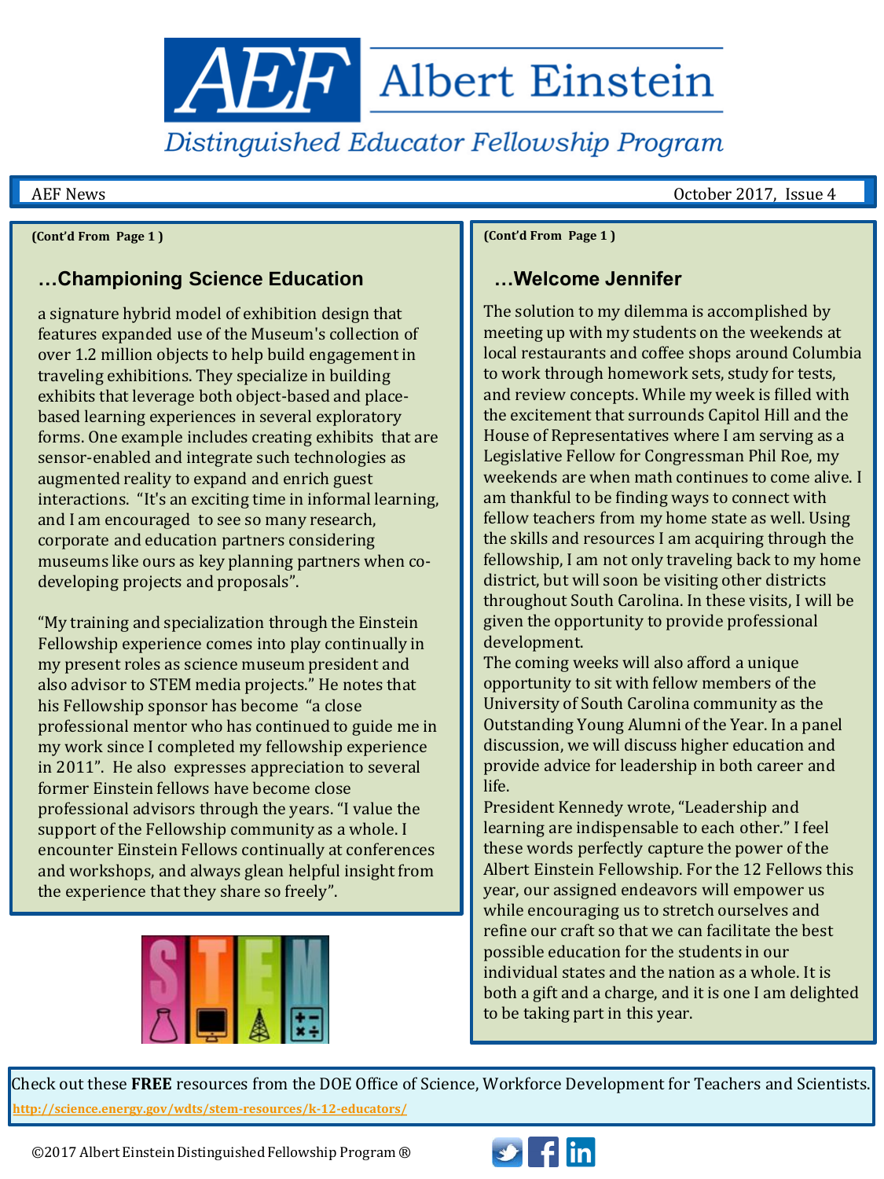# AEF Albert Einstein Distinguished Educator Fellowship Program

AEF News October 2017, Issue 4

**(Cont'd From Page 1 )**

## …Championing Science Education

a signature hybrid model of exhibition design that features expanded use of the Museum's collection of over 1.2 million objects to help build engagement in traveling exhibitions. They specialize in building exhibits that leverage both object-based and place-based learning experiences in several exploratory forms. One example includes creating exhibits that are sensor-enabled and integrate such technologies as augmented reality to expand and enrich guest interactions. "It's an exciting time in informal learning, and I am encouraged to see so many research, corporate and education partners considering museums like ours as key planning partners when co-developing projects and proposals".

"My training and specialization through the Einstein Fellowship experience comes into play continually in my present roles as science museum president and also advisor to STEM media projects." He notes that his Fellowship sponsor has become "a close professional mentor who has continued to guide me in my work since I completed my fellowship experience in 2011". He also expresses appreciation to several former Einstein fellows have become close professional advisors through the years. "I value the support of the Fellowship community as a whole. I encounter Einstein Fellows continually at conferences and workshops, and always glean helpful insight from the experience that they share so freely".

**(Cont'd From Page 1 )**

## …Welcome Jennifer

The solution to my dilemma is accomplished by meeting up with my students on the weekends at local restaurants and coffee shops around Columbia to work through homework sets, study for tests, and review concepts. While my week is filled with the excitement that surrounds Capitol Hill and the House of Representatives where I am serving as a Legislative Fellow for Congressman Phil Roe, my weekends are when math continues to come alive. I am thankful to be finding ways to connect with fellow teachers from my home state as well. Using the skills and resources I am acquiring through the fellowship, I am not only traveling back to my home district, but will soon be visiting other districts throughout South Carolina. In these visits, I will be given the opportunity to provide professional development.

The coming weeks will also afford a unique opportunity to sit with fellow members of the University of South Carolina community as the Outstanding Young Alumni of the Year. In a panel discussion, we will discuss higher education and provide advice for leadership in both career and life.

President Kennedy wrote, "Leadership and learning are indispensable to each other." I feel these words perfectly capture the power of the Albert Einstein Fellowship. For the 12 Fellows this year, our assigned endeavors will empower us while encouraging us to stretch ourselves and refine our craft so that we can facilitate the best possible education for the students in our individual states and the nation as a whole. It is both a gift and a charge, and it is one I am delighted to be taking part in this year.

Check out these **FREE** resources from the DOE Office of Science, Workforce Development for Teachers and Scientists.
http://science.energy.gov/wdts/stem-resources/k-12-educators/

©2017 Albert Einstein Distinguished Fellowship Program ®